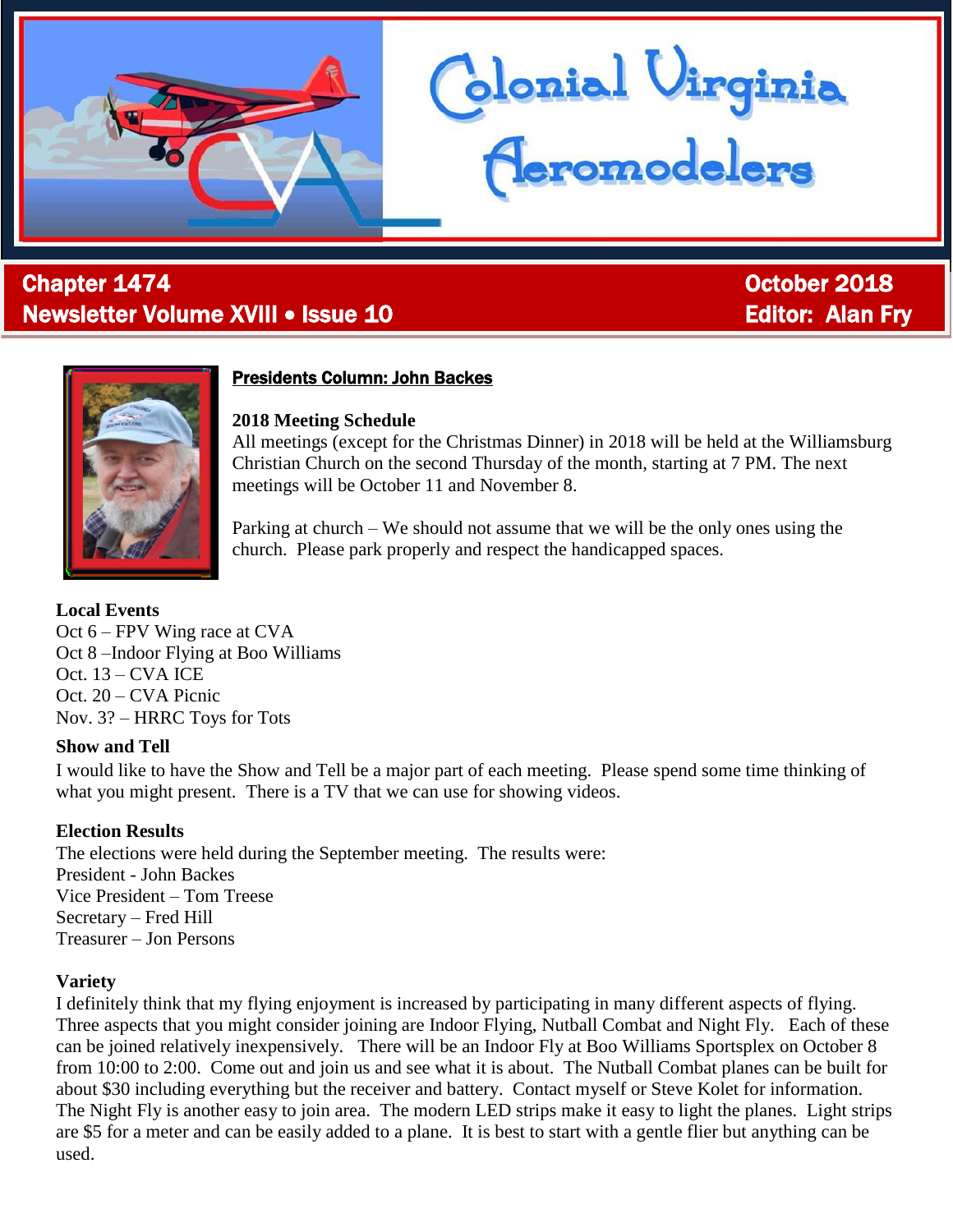# Colonial Virginia Aeromodelers

**Chapter 1474**
**Newsletter Volume XVIII • Issue 10**

**October 2018**
**Editor: Alan Fry**

## Presidents Column: John Backes

**2018 Meeting Schedule**
All meetings (except for the Christmas Dinner) in 2018 will be held at the Williamsburg Christian Church on the second Thursday of the month, starting at 7 PM. The next meetings will be October 11 and November 8.

Parking at church – We should not assume that we will be the only ones using the church. Please park properly and respect the handicapped spaces.

**Local Events**
Oct 6 – FPV Wing race at CVA
Oct 8 –Indoor Flying at Boo Williams
Oct. 13 – CVA ICE
Oct. 20 – CVA Picnic
Nov. 3? – HRRC Toys for Tots

**Show and Tell**
I would like to have the Show and Tell be a major part of each meeting. Please spend some time thinking of what you might present. There is a TV that we can use for showing videos.

**Election Results**
The elections were held during the September meeting. The results were:
President - John Backes
Vice President – Tom Treese
Secretary – Fred Hill
Treasurer – Jon Persons

**Variety**
I definitely think that my flying enjoyment is increased by participating in many different aspects of flying. Three aspects that you might consider joining are Indoor Flying, Nutball Combat and Night Fly. Each of these can be joined relatively inexpensively. There will be an Indoor Fly at Boo Williams Sportsplex on October 8 from 10:00 to 2:00. Come out and join us and see what it is about. The Nutball Combat planes can be built for about $30 including everything but the receiver and battery. Contact myself or Steve Kolet for information. The Night Fly is another easy to join area. The modern LED strips make it easy to light the planes. Light strips are $5 for a meter and can be easily added to a plane. It is best to start with a gentle flier but anything can be used.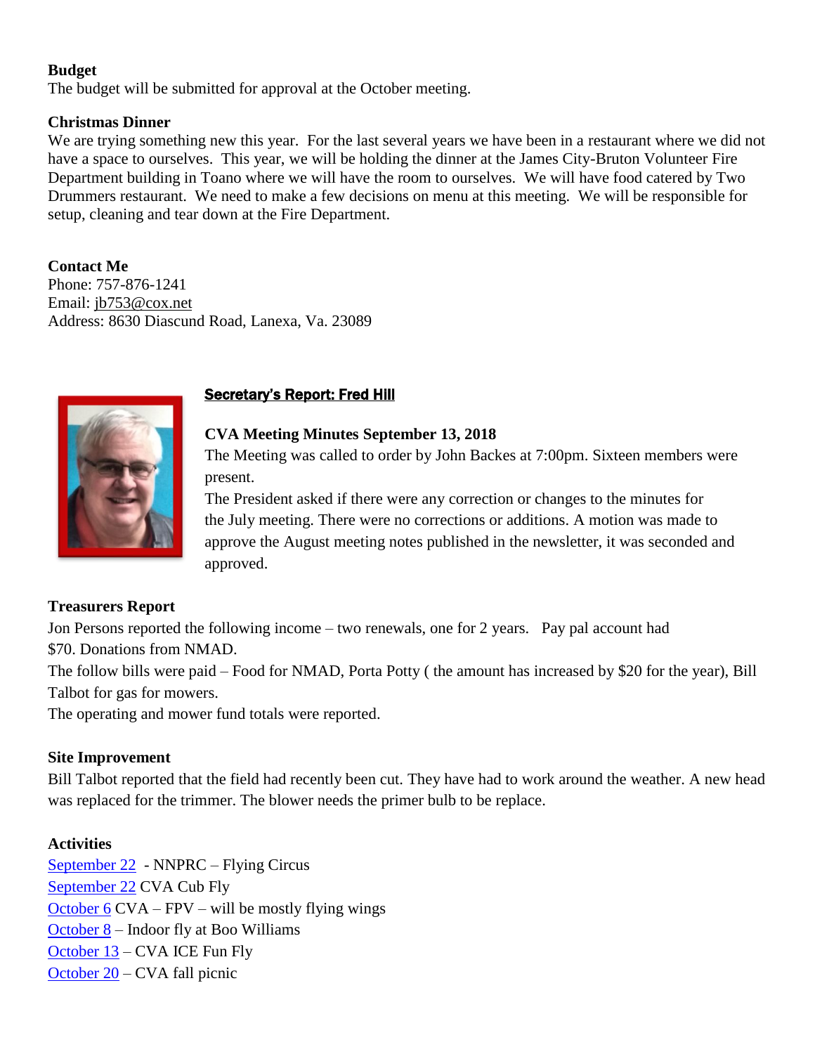**Budget**

The budget will be submitted for approval at the October meeting.

**Christmas Dinner**

We are trying something new this year. For the last several years we have been in a restaurant where we did not have a space to ourselves. This year, we will be holding the dinner at the James City-Bruton Volunteer Fire Department building in Toano where we will have the room to ourselves. We will have food catered by Two Drummers restaurant. We need to make a few decisions on menu at this meeting. We will be responsible for setup, cleaning and tear down at the Fire Department.

**Contact Me**

Phone: 757-876-1241
Email: jb753@cox.net
Address: 8630 Diascund Road, Lanexa, Va. 23089

## Secretary's Report: Fred Hill

**CVA Meeting Minutes September 13, 2018**

The Meeting was called to order by John Backes at 7:00pm. Sixteen members were present.

The President asked if there were any correction or changes to the minutes for the July meeting. There were no corrections or additions. A motion was made to approve the August meeting notes published in the newsletter, it was seconded and approved.

**Treasurers Report**

Jon Persons reported the following income – two renewals, one for 2 years. Pay pal account had $70. Donations from NMAD.

The follow bills were paid – Food for NMAD, Porta Potty ( the amount has increased by $20 for the year), Bill Talbot for gas for mowers.

The operating and mower fund totals were reported.

**Site Improvement**

Bill Talbot reported that the field had recently been cut. They have had to work around the weather. A new head was replaced for the trimmer. The blower needs the primer bulb to be replace.

**Activities**

September 22 - NNPRC – Flying Circus
September 22 CVA Cub Fly
October 6 CVA – FPV – will be mostly flying wings
October 8 – Indoor fly at Boo Williams
October 13 – CVA ICE Fun Fly
October 20 – CVA fall picnic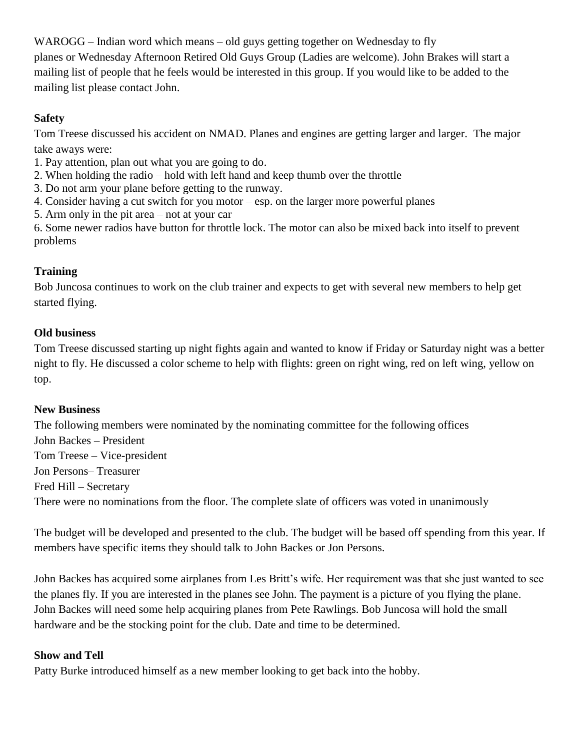WAROGG – Indian word which means – old guys getting together on Wednesday to fly planes or Wednesday Afternoon Retired Old Guys Group (Ladies are welcome). John Brakes will start a mailing list of people that he feels would be interested in this group. If you would like to be added to the mailing list please contact John.

**Safety**

Tom Treese discussed his accident on NMAD. Planes and engines are getting larger and larger. The major take aways were:

1. Pay attention, plan out what you are going to do.
2. When holding the radio – hold with left hand and keep thumb over the throttle
3. Do not arm your plane before getting to the runway.
4. Consider having a cut switch for you motor – esp. on the larger more powerful planes
5. Arm only in the pit area – not at your car
6. Some newer radios have button for throttle lock. The motor can also be mixed back into itself to prevent problems

**Training**

Bob Juncosa continues to work on the club trainer and expects to get with several new members to help get started flying.

**Old business**

Tom Treese discussed starting up night fights again and wanted to know if Friday or Saturday night was a better night to fly. He discussed a color scheme to help with flights: green on right wing, red on left wing, yellow on top.

**New Business**

The following members were nominated by the nominating committee for the following offices

John Backes – President

Tom Treese – Vice-president

Jon Persons– Treasurer

Fred Hill – Secretary

There were no nominations from the floor. The complete slate of officers was voted in unanimously

The budget will be developed and presented to the club. The budget will be based off spending from this year. If members have specific items they should talk to John Backes or Jon Persons.

John Backes has acquired some airplanes from Les Britt's wife. Her requirement was that she just wanted to see the planes fly. If you are interested in the planes see John. The payment is a picture of you flying the plane. John Backes will need some help acquiring planes from Pete Rawlings. Bob Juncosa will hold the small hardware and be the stocking point for the club. Date and time to be determined.

**Show and Tell**

Patty Burke introduced himself as a new member looking to get back into the hobby.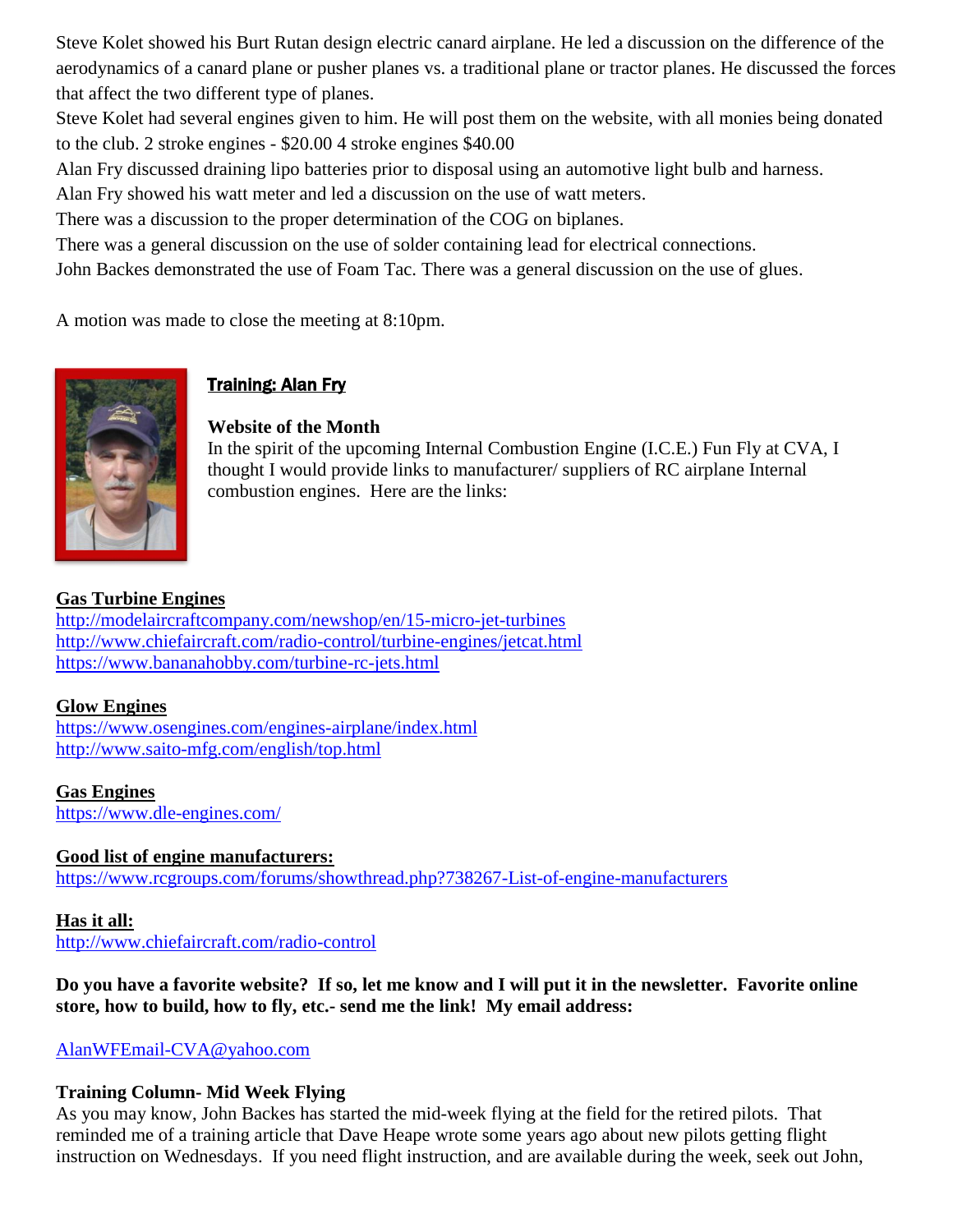Steve Kolet showed his Burt Rutan design electric canard airplane. He led a discussion on the difference of the aerodynamics of a canard plane or pusher planes vs. a traditional plane or tractor planes. He discussed the forces that affect the two different type of planes.

Steve Kolet had several engines given to him. He will post them on the website, with all monies being donated to the club. 2 stroke engines - $20.00 4 stroke engines $40.00

Alan Fry discussed draining lipo batteries prior to disposal using an automotive light bulb and harness.

Alan Fry showed his watt meter and led a discussion on the use of watt meters.

There was a discussion to the proper determination of the COG on biplanes.

There was a general discussion on the use of solder containing lead for electrical connections.

John Backes demonstrated the use of Foam Tac. There was a general discussion on the use of glues.

A motion was made to close the meeting at 8:10pm.

## Training: Alan Fry

**Website of the Month**

In the spirit of the upcoming Internal Combustion Engine (I.C.E.) Fun Fly at CVA, I thought I would provide links to manufacturer/ suppliers of RC airplane Internal combustion engines. Here are the links:

**Gas Turbine Engines**

http://modelaircraftcompany.com/newshop/en/15-micro-jet-turbines
http://www.chiefaircraft.com/radio-control/turbine-engines/jetcat.html
https://www.bananahobby.com/turbine-rc-jets.html

**Glow Engines**

https://www.osengines.com/engines-airplane/index.html
http://www.saito-mfg.com/english/top.html

**Gas Engines**

https://www.dle-engines.com/

**Good list of engine manufacturers:**

https://www.rcgroups.com/forums/showthread.php?738267-List-of-engine-manufacturers

**Has it all:**

http://www.chiefaircraft.com/radio-control

**Do you have a favorite website? If so, let me know and I will put it in the newsletter. Favorite online store, how to build, how to fly, etc.- send me the link! My email address:**

AlanWFEmail-CVA@yahoo.com

**Training Column- Mid Week Flying**

As you may know, John Backes has started the mid-week flying at the field for the retired pilots. That reminded me of a training article that Dave Heape wrote some years ago about new pilots getting flight instruction on Wednesdays. If you need flight instruction, and are available during the week, seek out John,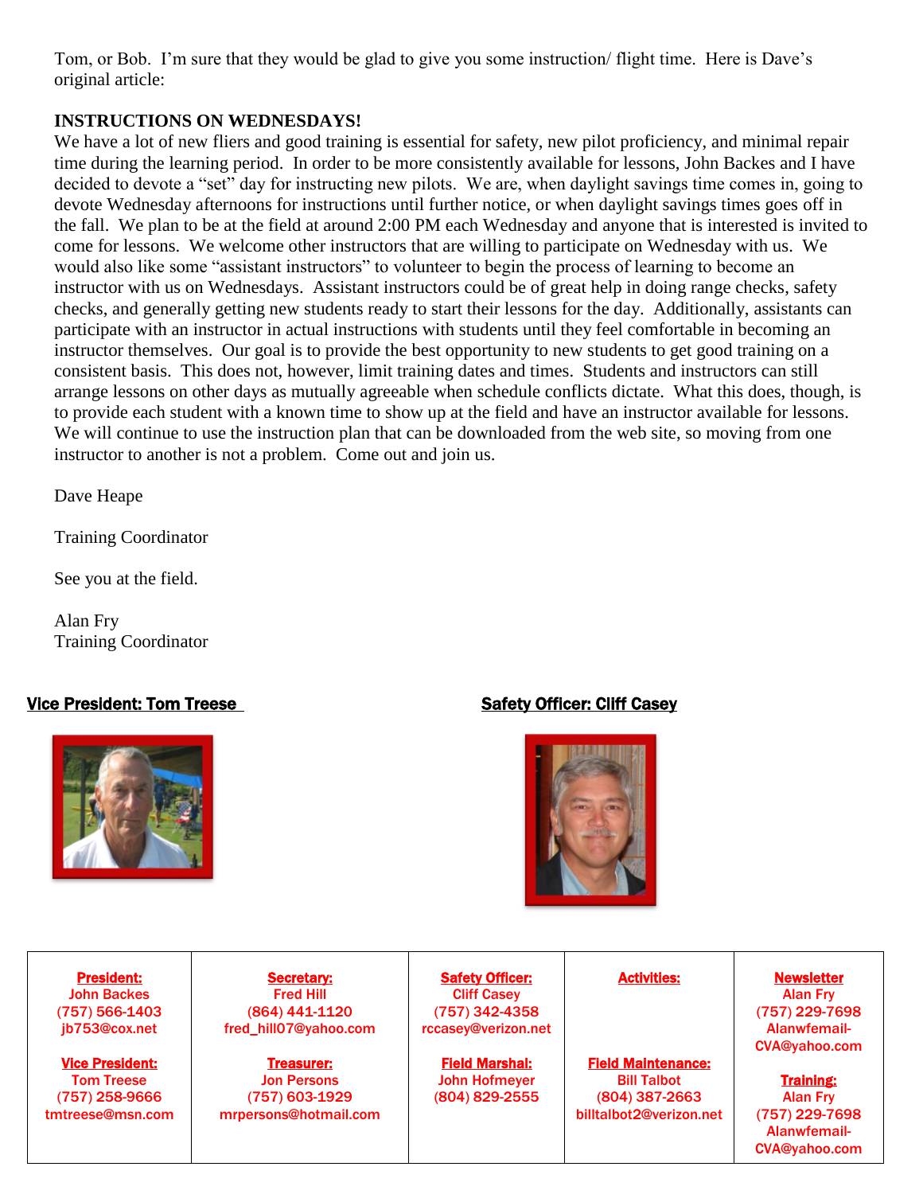Tom, or Bob. I'm sure that they would be glad to give you some instruction/ flight time. Here is Dave's original article:

**INSTRUCTIONS ON WEDNESDAYS!**

We have a lot of new fliers and good training is essential for safety, new pilot proficiency, and minimal repair time during the learning period. In order to be more consistently available for lessons, John Backes and I have decided to devote a "set" day for instructing new pilots. We are, when daylight savings time comes in, going to devote Wednesday afternoons for instructions until further notice, or when daylight savings times goes off in the fall. We plan to be at the field at around 2:00 PM each Wednesday and anyone that is interested is invited to come for lessons. We welcome other instructors that are willing to participate on Wednesday with us. We would also like some "assistant instructors" to volunteer to begin the process of learning to become an instructor with us on Wednesdays. Assistant instructors could be of great help in doing range checks, safety checks, and generally getting new students ready to start their lessons for the day. Additionally, assistants can participate with an instructor in actual instructions with students until they feel comfortable in becoming an instructor themselves. Our goal is to provide the best opportunity to new students to get good training on a consistent basis. This does not, however, limit training dates and times. Students and instructors can still arrange lessons on other days as mutually agreeable when schedule conflicts dictate. What this does, though, is to provide each student with a known time to show up at the field and have an instructor available for lessons. We will continue to use the instruction plan that can be downloaded from the web site, so moving from one instructor to another is not a problem. Come out and join us.

Dave Heape

Training Coordinator

See you at the field.

Alan Fry
Training Coordinator

**Vice President: Tom Treese**

**Safety Officer: Cliff Casey**

| | | | | |
|---|---|---|---|---|
| **President:** John Backes (757) 566-1403 jb753@cox.net | **Secretary:** Fred Hill (864) 441-1120 fred_hill07@yahoo.com | **Safety Officer:** Cliff Casey (757) 342-4358 rccasey@verizon.net | **Activities:** | **Newsletter** Alan Fry (757) 229-7698 Alanwfemail-CVA@yahoo.com |
| **Vice President:** Tom Treese (757) 258-9666 tmtreese@msn.com | **Treasurer:** Jon Persons (757) 603-1929 mrpersons@hotmail.com | **Field Marshal:** John Hofmeyer (804) 829-2555 | **Field Maintenance:** Bill Talbot (804) 387-2663 billtalbot2@verizon.net | **Training:** Alan Fry (757) 229-7698 Alanwfemail-CVA@yahoo.com |